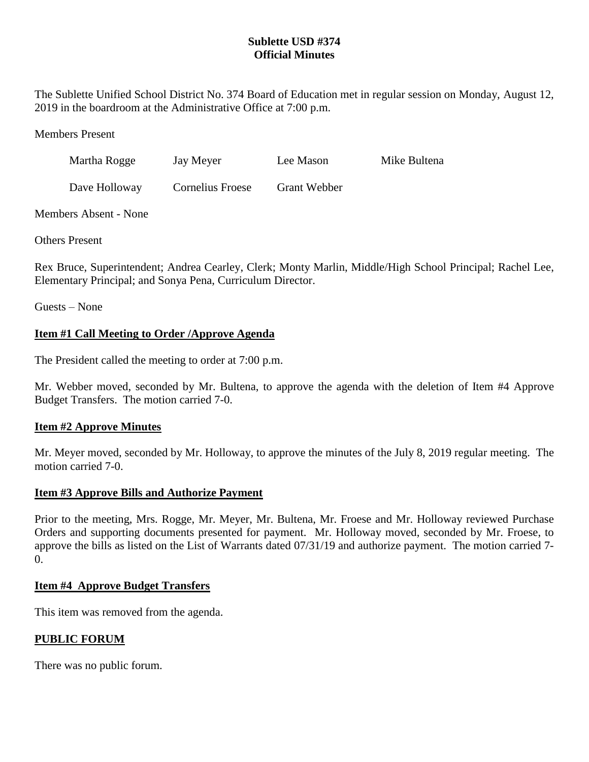# Sublette USD #374
## Official Minutes

The Sublette Unified School District No. 374 Board of Education met in regular session on Monday, August 12, 2019 in the boardroom at the Administrative Office at 7:00 p.m.

Members Present

| | | | |
|---|---|---|---|
| Martha Rogge | Jay Meyer | Lee Mason | Mike Bultena |
| Dave Holloway | Cornelius Froese | Grant Webber | |

Members Absent - None

Others Present

Rex Bruce, Superintendent; Andrea Cearley, Clerk; Monty Marlin, Middle/High School Principal; Rachel Lee, Elementary Principal; and Sonya Pena, Curriculum Director.

Guests – None

### Item #1 Call Meeting to Order /Approve Agenda

The President called the meeting to order at 7:00 p.m.

Mr. Webber moved, seconded by Mr. Bultena, to approve the agenda with the deletion of Item #4 Approve Budget Transfers. The motion carried 7-0.

### Item #2 Approve Minutes

Mr. Meyer moved, seconded by Mr. Holloway, to approve the minutes of the July 8, 2019 regular meeting. The motion carried 7-0.

### Item #3 Approve Bills and Authorize Payment

Prior to the meeting, Mrs. Rogge, Mr. Meyer, Mr. Bultena, Mr. Froese and Mr. Holloway reviewed Purchase Orders and supporting documents presented for payment. Mr. Holloway moved, seconded by Mr. Froese, to approve the bills as listed on the List of Warrants dated 07/31/19 and authorize payment. The motion carried 7-0.

### Item #4 Approve Budget Transfers

This item was removed from the agenda.

### PUBLIC FORUM

There was no public forum.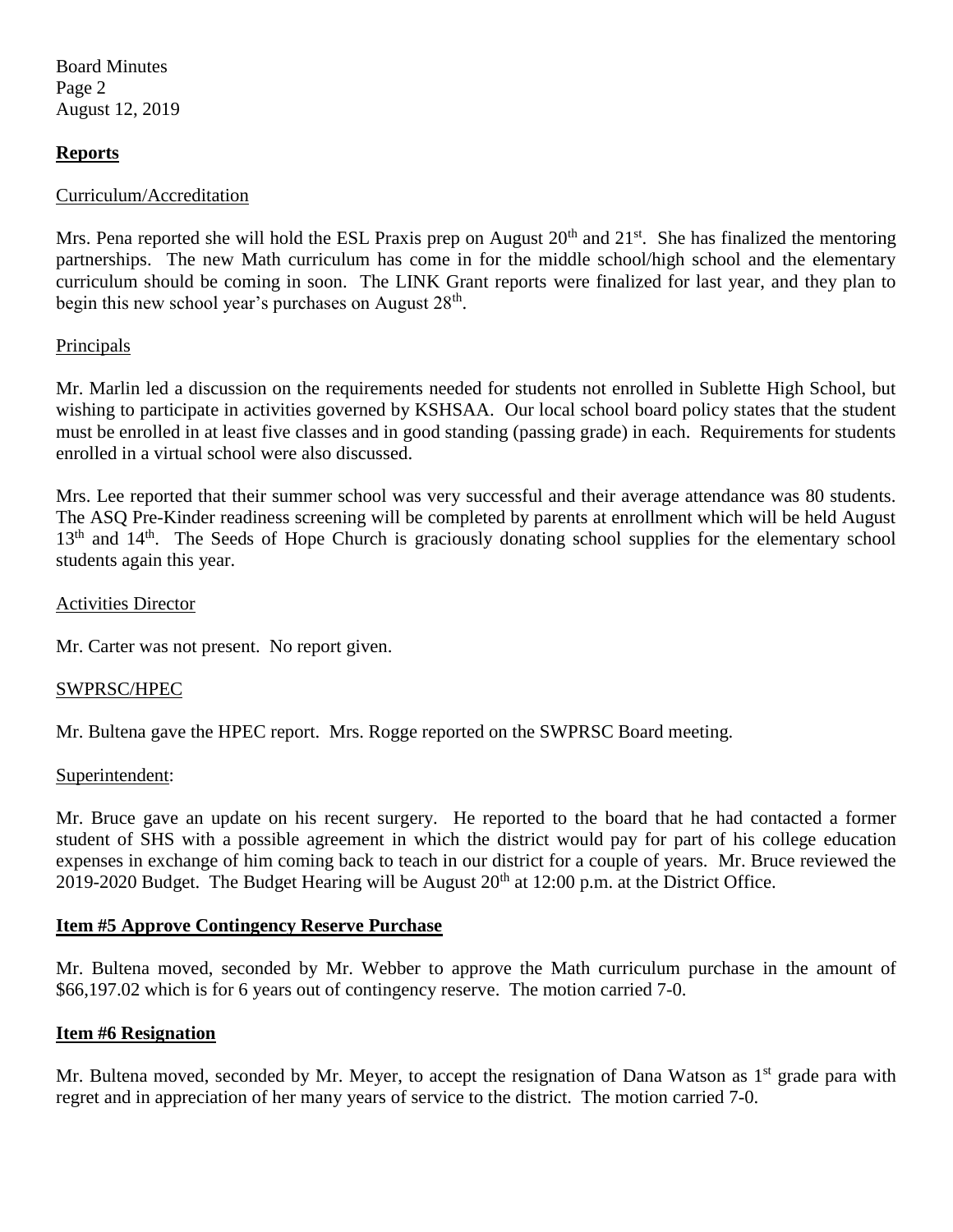## Reports

Curriculum/Accreditation

Mrs. Pena reported she will hold the ESL Praxis prep on August 20th and 21st. She has finalized the mentoring partnerships. The new Math curriculum has come in for the middle school/high school and the elementary curriculum should be coming in soon. The LINK Grant reports were finalized for last year, and they plan to begin this new school year's purchases on August 28th.

Principals

Mr. Marlin led a discussion on the requirements needed for students not enrolled in Sublette High School, but wishing to participate in activities governed by KSHSAA. Our local school board policy states that the student must be enrolled in at least five classes and in good standing (passing grade) in each. Requirements for students enrolled in a virtual school were also discussed.

Mrs. Lee reported that their summer school was very successful and their average attendance was 80 students. The ASQ Pre-Kinder readiness screening will be completed by parents at enrollment which will be held August 13th and 14th. The Seeds of Hope Church is graciously donating school supplies for the elementary school students again this year.

Activities Director

Mr. Carter was not present. No report given.

SWPRSC/HPEC

Mr. Bultena gave the HPEC report. Mrs. Rogge reported on the SWPRSC Board meeting.

Superintendent:

Mr. Bruce gave an update on his recent surgery. He reported to the board that he had contacted a former student of SHS with a possible agreement in which the district would pay for part of his college education expenses in exchange of him coming back to teach in our district for a couple of years. Mr. Bruce reviewed the 2019-2020 Budget. The Budget Hearing will be August 20th at 12:00 p.m. at the District Office.

## Item #5 Approve Contingency Reserve Purchase

Mr. Bultena moved, seconded by Mr. Webber to approve the Math curriculum purchase in the amount of $66,197.02 which is for 6 years out of contingency reserve. The motion carried 7-0.

## Item #6 Resignation

Mr. Bultena moved, seconded by Mr. Meyer, to accept the resignation of Dana Watson as 1st grade para with regret and in appreciation of her many years of service to the district. The motion carried 7-0.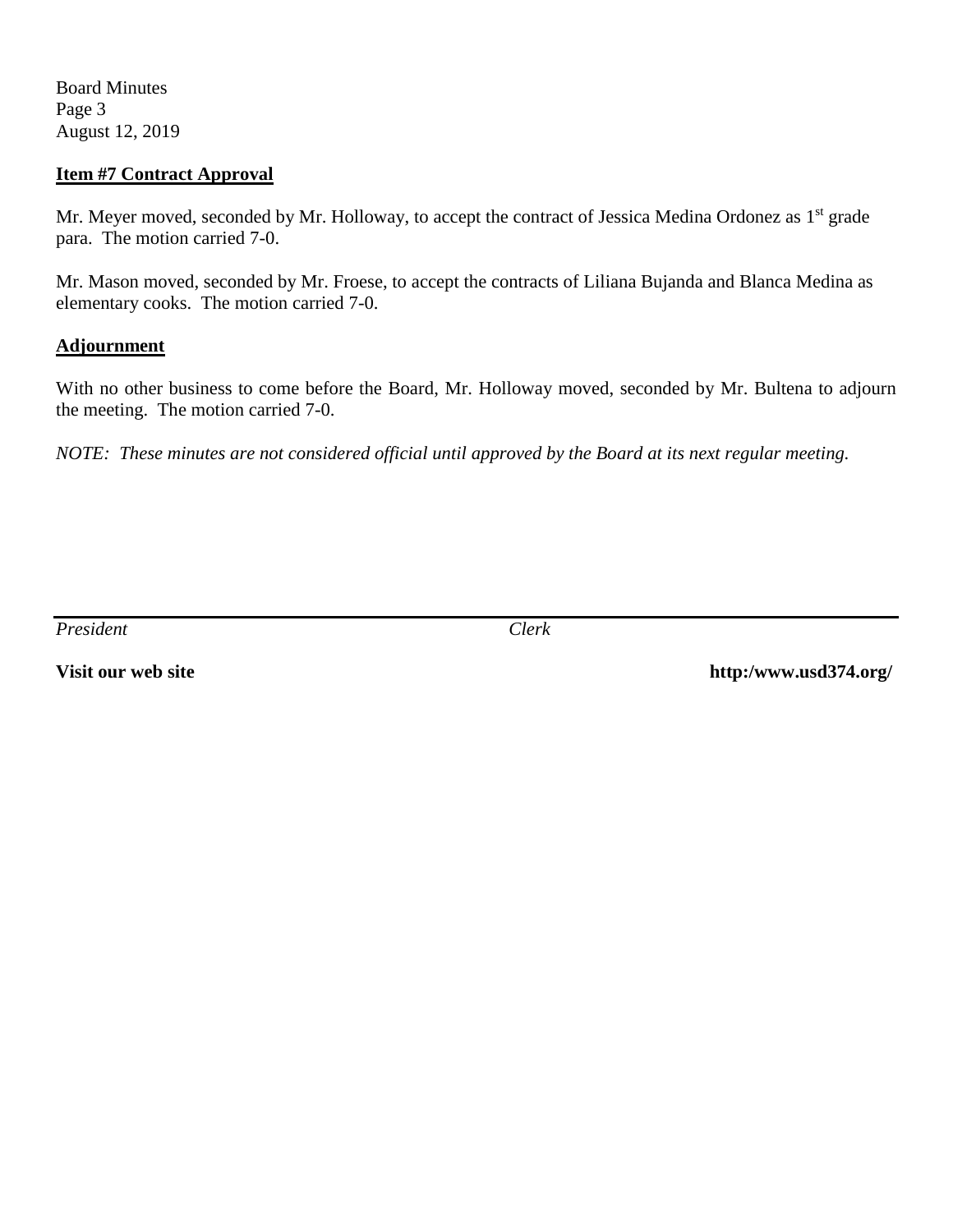Board Minutes
Page 3
August 12, 2019

**Item #7 Contract Approval**

Mr. Meyer moved, seconded by Mr. Holloway, to accept the contract of Jessica Medina Ordonez as 1st grade para. The motion carried 7-0.

Mr. Mason moved, seconded by Mr. Froese, to accept the contracts of Liliana Bujanda and Blanca Medina as elementary cooks. The motion carried 7-0.

**Adjournment**

With no other business to come before the Board, Mr. Holloway moved, seconded by Mr. Bultena to adjourn the meeting. The motion carried 7-0.

*NOTE: These minutes are not considered official until approved by the Board at its next regular meeting.*

*President* *Clerk*

**Visit our web site** **http:/www.usd374.org/**